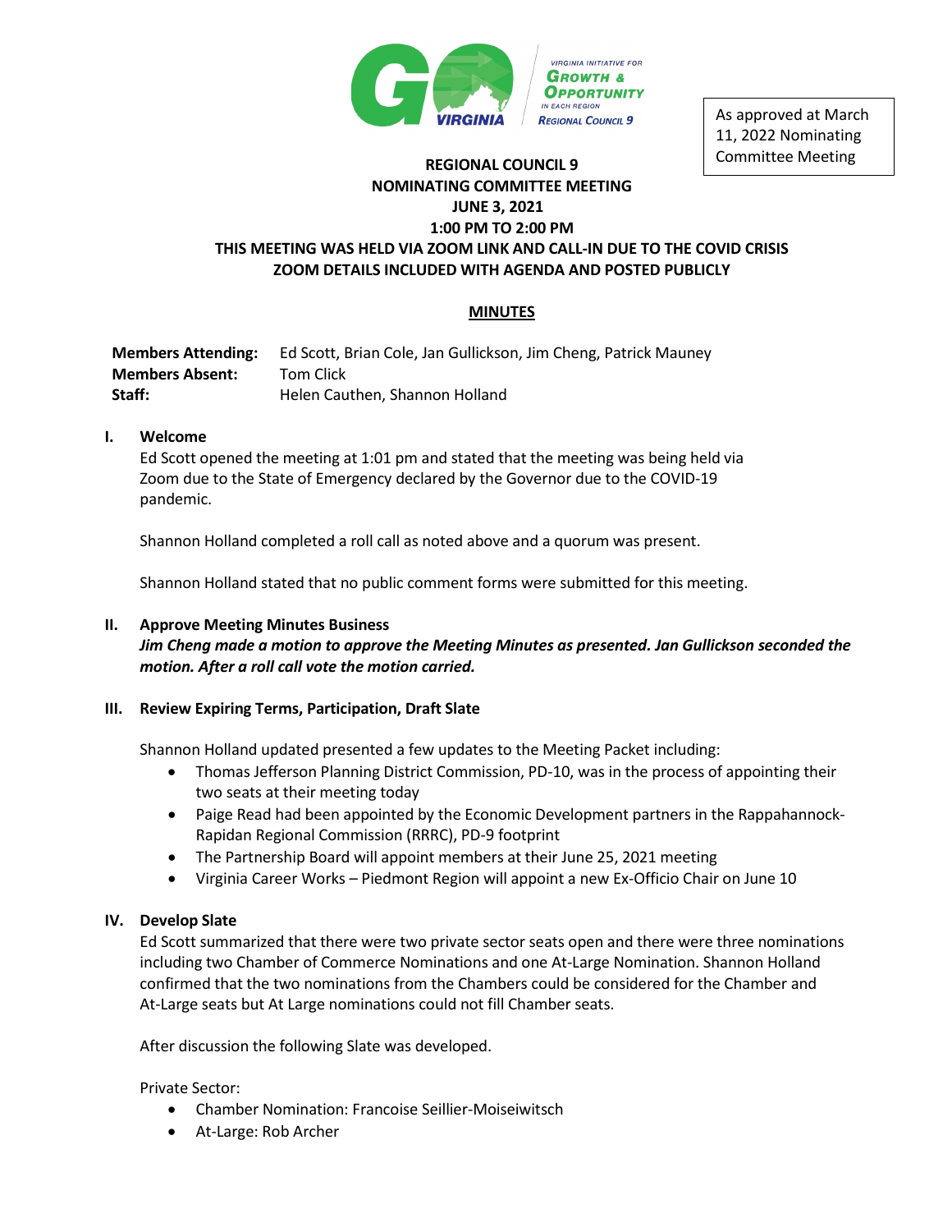As approved at March 11, 2022 Nominating Committee Meeting

**REGIONAL COUNCIL 9**
**NOMINATING COMMITTEE MEETING**
**JUNE 3, 2021**
**1:00 PM TO 2:00 PM**
**THIS MEETING WAS HELD VIA ZOOM LINK AND CALL-IN DUE TO THE COVID CRISIS**
**ZOOM DETAILS INCLUDED WITH AGENDA AND POSTED PUBLICLY**

## MINUTES

**Members Attending:** Ed Scott, Brian Cole, Jan Gullickson, Jim Cheng, Patrick Mauney
**Members Absent:** Tom Click
**Staff:** Helen Cauthen, Shannon Holland

### I. Welcome

Ed Scott opened the meeting at 1:01 pm and stated that the meeting was being held via Zoom due to the State of Emergency declared by the Governor due to the COVID-19 pandemic.

Shannon Holland completed a roll call as noted above and a quorum was present.

Shannon Holland stated that no public comment forms were submitted for this meeting.

### II. Approve Meeting Minutes Business

***Jim Cheng made a motion to approve the Meeting Minutes as presented. Jan Gullickson seconded the motion. After a roll call vote the motion carried.***

### III. Review Expiring Terms, Participation, Draft Slate

Shannon Holland updated presented a few updates to the Meeting Packet including:

- Thomas Jefferson Planning District Commission, PD-10, was in the process of appointing their two seats at their meeting today
- Paige Read had been appointed by the Economic Development partners in the Rappahannock-Rapidan Regional Commission (RRRC), PD-9 footprint
- The Partnership Board will appoint members at their June 25, 2021 meeting
- Virginia Career Works – Piedmont Region will appoint a new Ex-Officio Chair on June 10

### IV. Develop Slate

Ed Scott summarized that there were two private sector seats open and there were three nominations including two Chamber of Commerce Nominations and one At-Large Nomination. Shannon Holland confirmed that the two nominations from the Chambers could be considered for the Chamber and At-Large seats but At Large nominations could not fill Chamber seats.

After discussion the following Slate was developed.

Private Sector:

- Chamber Nomination: Francoise Seillier-Moiseiwitsch
- At-Large: Rob Archer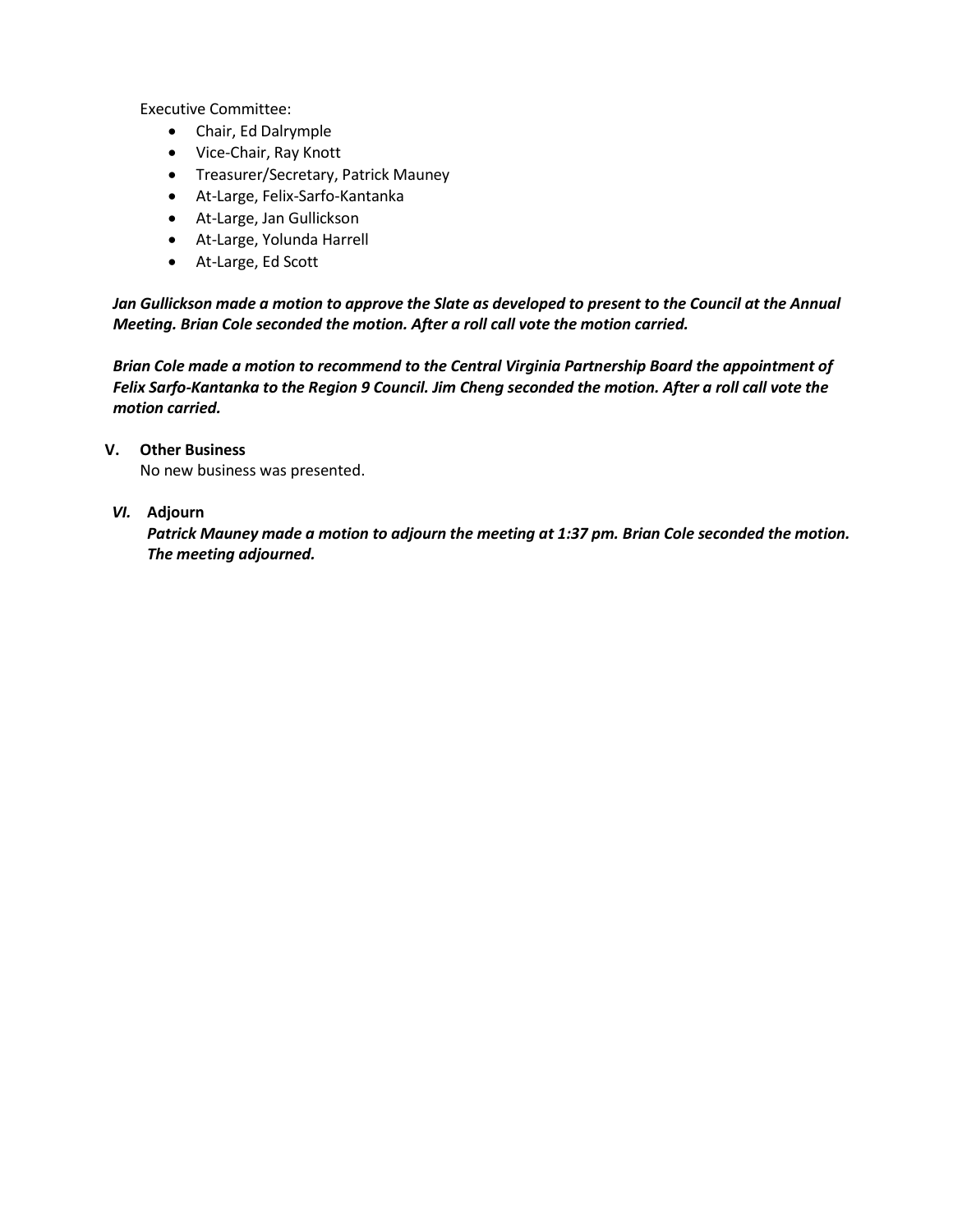Executive Committee:

- Chair, Ed Dalrymple
- Vice-Chair, Ray Knott
- Treasurer/Secretary, Patrick Mauney
- At-Large, Felix-Sarfo-Kantanka
- At-Large, Jan Gullickson
- At-Large, Yolunda Harrell
- At-Large, Ed Scott

***Jan Gullickson made a motion to approve the Slate as developed to present to the Council at the Annual Meeting. Brian Cole seconded the motion. After a roll call vote the motion carried.***

***Brian Cole made a motion to recommend to the Central Virginia Partnership Board the appointment of Felix Sarfo-Kantanka to the Region 9 Council. Jim Cheng seconded the motion. After a roll call vote the motion carried.***

**V. Other Business**

No new business was presented.

***VI.*** **Adjourn**

***Patrick Mauney made a motion to adjourn the meeting at 1:37 pm. Brian Cole seconded the motion. The meeting adjourned.***